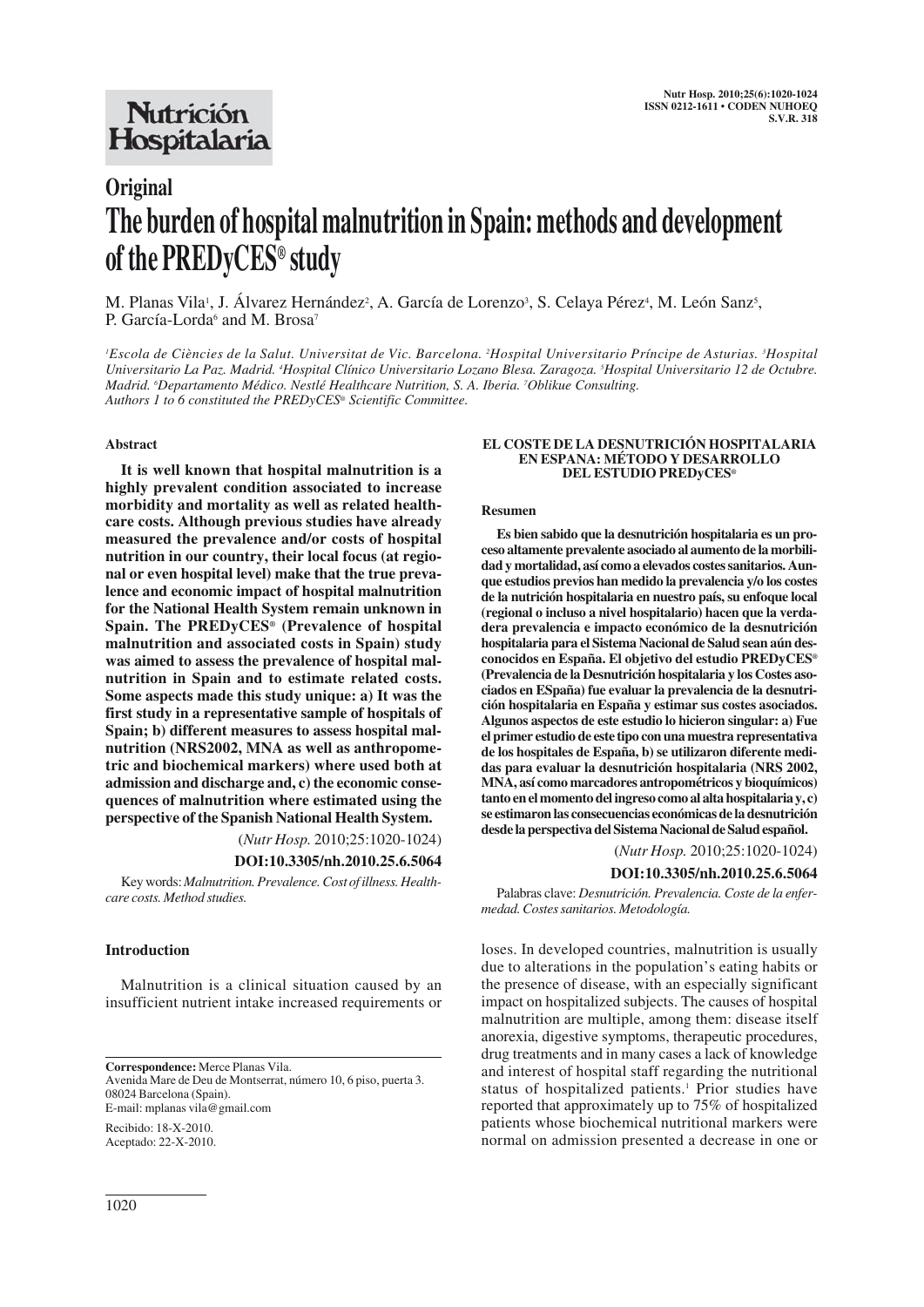**Original**

# The burden of hospital malnutrition in Spain: methods and development of the PREDyCES® study

M. Planas Vila[1], J. Álvarez Hernández[2], A. García de Lorenzo[3], S. Celaya Pérez[4], M. León Sanz[5], P. García-Lorda[6] and M. Brosa[7]

[1]Escola de Ciències de la Salut. Universitat de Vic. Barcelona. [2]Hospital Universitario Príncipe de Asturias. [3]Hospital Universitario La Paz. Madrid. [4]Hospital Clínico Universitario Lozano Blesa. Zaragoza. [5]Hospital Universitario 12 de Octubre. Madrid. [6]Departamento Médico. Nestlé Healthcare Nutrition, S. A. Iberia. [7]Oblikue Consulting.
Authors 1 to 6 constituted the PREDyCES® Scientific Committee.

## Abstract

**It is well known that hospital malnutrition is a highly prevalent condition associated to increase morbidity and mortality as well as related healthcare costs. Although previous studies have already measured the prevalence and/or costs of hospital nutrition in our country, their local focus (at regional or even hospital level) make that the true prevalence and economic impact of hospital malnutrition for the National Health System remain unknown in Spain. The PREDyCES® (Prevalence of hospital malnutrition and associated costs in Spain) study was aimed to assess the prevalence of hospital malnutrition in Spain and to estimate related costs. Some aspects made this study unique: a) It was the first study in a representative sample of hospitals of Spain; b) different measures to assess hospital malnutrition (NRS2002, MNA as well as anthropometric and biochemical markers) where used both at admission and discharge and, c) the economic consequences of malnutrition where estimated using the perspective of the Spanish National Health System.**

(*Nutr Hosp.* 2010;25:1020-1024)

**DOI:10.3305/nh.2010.25.6.5064**

Key words: *Malnutrition. Prevalence. Cost of illness. Healthcare costs. Method studies.*

## EL COSTE DE LA DESNUTRICIÓN HOSPITALARIA EN ESPANA: MÉTODO Y DESARROLLO DEL ESTUDIO PREDyCES®

### Resumen

**Es bien sabido que la desnutrición hospitalaria es un proceso altamente prevalente asociado al aumento de la morbilidad y mortalidad, así como a elevados costes sanitarios. Aunque estudios previos han medido la prevalencia y/o los costes de la nutrición hospitalaria en nuestro país, su enfoque local (regional o incluso a nivel hospitalario) hacen que la verdadera prevalencia e impacto económico de la desnutrición hospitalaria para el Sistema Nacional de Salud sean aún desconocidos en España. El objetivo del estudio PREDyCES® (Prevalencia de la Desnutrición hospitalaria y los Costes asociados en ESpaña) fue evaluar la prevalencia de la desnutrición hospitalaria en España y estimar sus costes asociados. Algunos aspectos de este estudio lo hicieron singular: a) Fue el primer estudio de este tipo con una muestra representativa de los hospitales de España, b) se utilizaron diferente medidas para evaluar la desnutrición hospitalaria (NRS 2002, MNA, así como marcadores antropométricos y bioquímicos) tanto en el momento del ingreso como al alta hospitalaria y, c) se estimaron las consecuencias económicas de la desnutrición desde la perspectiva del Sistema Nacional de Salud español.**

(*Nutr Hosp.* 2010;25:1020-1024)

**DOI:10.3305/nh.2010.25.6.5064**

Palabras clave: *Desnutrición. Prevalencia. Coste de la enfermedad. Costes sanitarios. Metodología.*

## Introduction

Malnutrition is a clinical situation caused by an insufficient nutrient intake increased requirements or loses. In developed countries, malnutrition is usually due to alterations in the population's eating habits or the presence of disease, with an especially significant impact on hospitalized subjects. The causes of hospital malnutrition are multiple, among them: disease itself anorexia, digestive symptoms, therapeutic procedures, drug treatments and in many cases a lack of knowledge and interest of hospital staff regarding the nutritional status of hospitalized patients.[1] Prior studies have reported that approximately up to 75% of hospitalized patients whose biochemical nutritional markers were normal on admission presented a decrease in one or

**Correspondence:** Merce Planas Vila.
Avenida Mare de Deu de Montserrat, número 10, 6 piso, puerta 3.
08024 Barcelona (Spain).
E-mail: mplanas vila@gmail.com

Recibido: 18-X-2010.
Aceptado: 22-X-2010.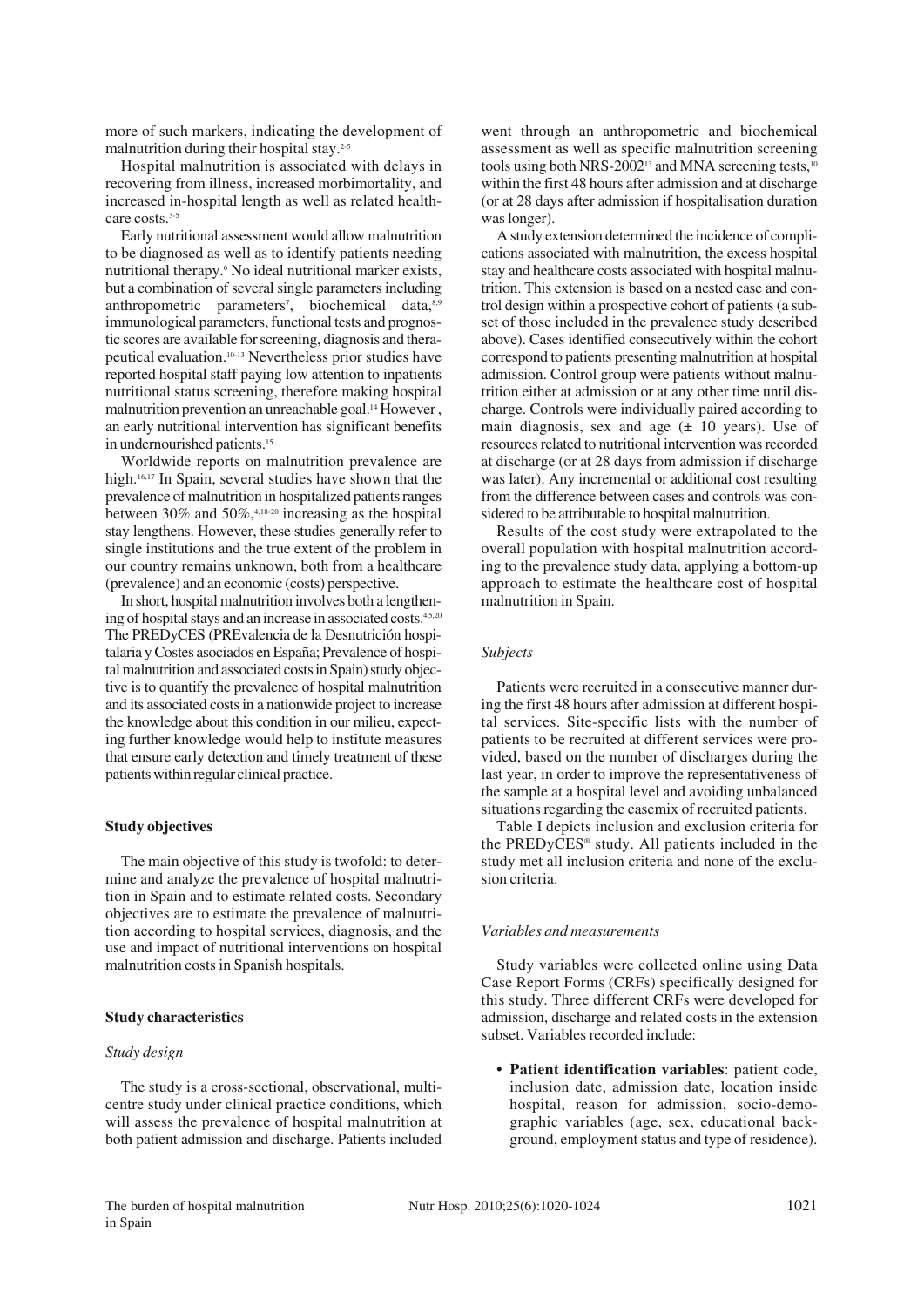more of such markers, indicating the development of malnutrition during their hospital stay.[2-5]

Hospital malnutrition is associated with delays in recovering from illness, increased morbimortality, and increased in-hospital length as well as related healthcare costs.[3-5]

Early nutritional assessment would allow malnutrition to be diagnosed as well as to identify patients needing nutritional therapy.[6] No ideal nutritional marker exists, but a combination of several single parameters including anthropometric parameters[7], biochemical data,[8,9] immunological parameters, functional tests and prognostic scores are available for screening, diagnosis and therapeutical evaluation.[10-13] Nevertheless prior studies have reported hospital staff paying low attention to inpatients nutritional status screening, therefore making hospital malnutrition prevention an unreachable goal.[14] However , an early nutritional intervention has significant benefits in undernourished patients.[15]

Worldwide reports on malnutrition prevalence are high.[16,17] In Spain, several studies have shown that the prevalence of malnutrition in hospitalized patients ranges between 30% and 50%,[4,18-20] increasing as the hospital stay lengthens. However, these studies generally refer to single institutions and the true extent of the problem in our country remains unknown, both from a healthcare (prevalence) and an economic (costs) perspective.

In short, hospital malnutrition involves both a lengthening of hospital stays and an increase in associated costs.[4,5,20] The PREDyCES (PREvalencia de la Desnutrición hospitalaria y Costes asociados en España; Prevalence of hospital malnutrition and associated costs in Spain) study objective is to quantify the prevalence of hospital malnutrition and its associated costs in a nationwide project to increase the knowledge about this condition in our milieu, expecting further knowledge would help to institute measures that ensure early detection and timely treatment of these patients within regular clinical practice.

## Study objectives

The main objective of this study is twofold: to determine and analyze the prevalence of hospital malnutrition in Spain and to estimate related costs. Secondary objectives are to estimate the prevalence of malnutrition according to hospital services, diagnosis, and the use and impact of nutritional interventions on hospital malnutrition costs in Spanish hospitals.

## Study characteristics

### *Study design*

The study is a cross-sectional, observational, multicentre study under clinical practice conditions, which will assess the prevalence of hospital malnutrition at both patient admission and discharge. Patients included went through an anthropometric and biochemical assessment as well as specific malnutrition screening tools using both NRS-2002[13] and MNA screening tests,[10] within the first 48 hours after admission and at discharge (or at 28 days after admission if hospitalisation duration was longer).

A study extension determined the incidence of complications associated with malnutrition, the excess hospital stay and healthcare costs associated with hospital malnutrition. This extension is based on a nested case and control design within a prospective cohort of patients (a subset of those included in the prevalence study described above). Cases identified consecutively within the cohort correspond to patients presenting malnutrition at hospital admission. Control group were patients without malnutrition either at admission or at any other time until discharge. Controls were individually paired according to main diagnosis, sex and age (± 10 years). Use of resources related to nutritional intervention was recorded at discharge (or at 28 days from admission if discharge was later). Any incremental or additional cost resulting from the difference between cases and controls was considered to be attributable to hospital malnutrition.

Results of the cost study were extrapolated to the overall population with hospital malnutrition according to the prevalence study data, applying a bottom-up approach to estimate the healthcare cost of hospital malnutrition in Spain.

### *Subjects*

Patients were recruited in a consecutive manner during the first 48 hours after admission at different hospital services. Site-specific lists with the number of patients to be recruited at different services were provided, based on the number of discharges during the last year, in order to improve the representativeness of the sample at a hospital level and avoiding unbalanced situations regarding the casemix of recruited patients.

Table I depicts inclusion and exclusion criteria for the PREDyCES® study. All patients included in the study met all inclusion criteria and none of the exclusion criteria.

### *Variables and measurements*

Study variables were collected online using Data Case Report Forms (CRFs) specifically designed for this study. Three different CRFs were developed for admission, discharge and related costs in the extension subset. Variables recorded include:

- **Patient identification variables**: patient code, inclusion date, admission date, location inside hospital, reason for admission, socio-demographic variables (age, sex, educational background, employment status and type of residence).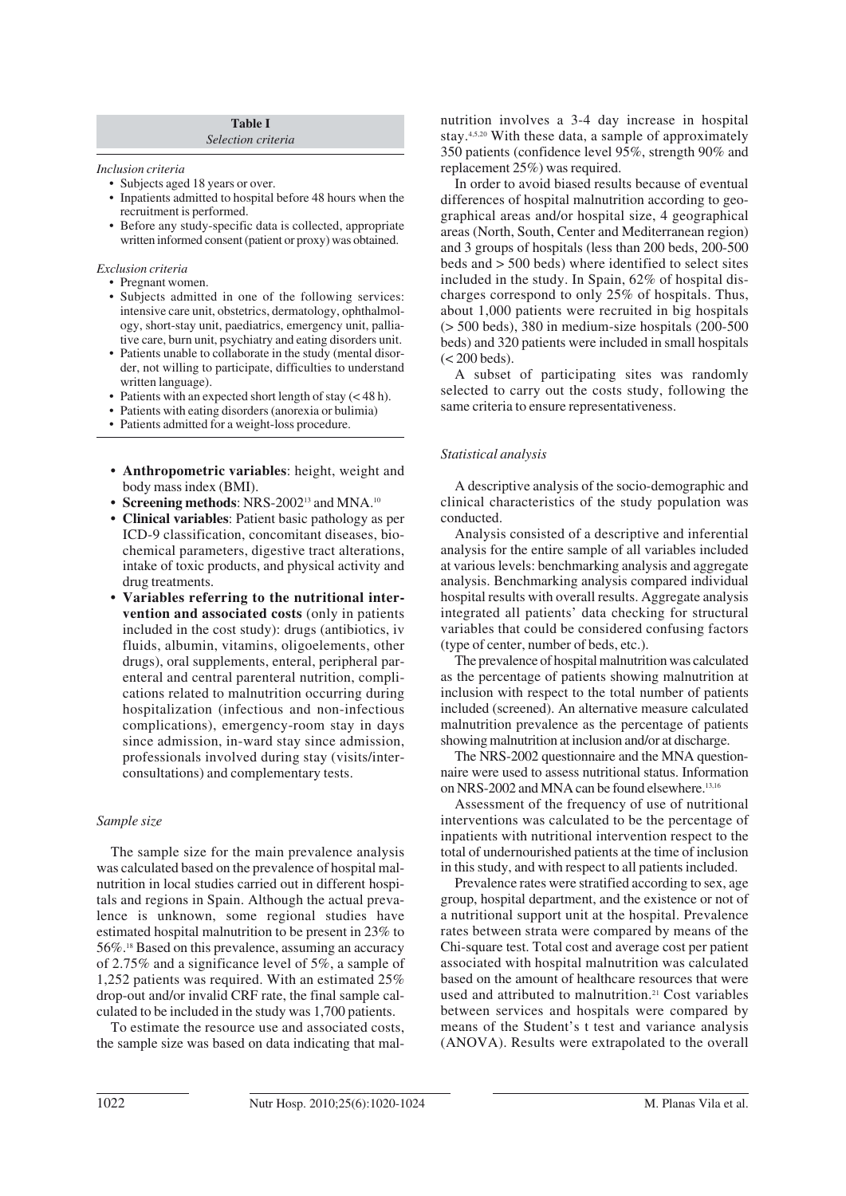**Table I**
*Selection criteria*

*Inclusion criteria*

- Subjects aged 18 years or over.
- Inpatients admitted to hospital before 48 hours when the recruitment is performed.
- Before any study-specific data is collected, appropriate written informed consent (patient or proxy) was obtained.

*Exclusion criteria*

- Pregnant women.
- Subjects admitted in one of the following services: intensive care unit, obstetrics, dermatology, ophthalmology, short-stay unit, paediatrics, emergency unit, palliative care, burn unit, psychiatry and eating disorders unit.
- Patients unable to collaborate in the study (mental disorder, not willing to participate, difficulties to understand written language).
- Patients with an expected short length of stay (< 48 h).
- Patients with eating disorders (anorexia or bulimia)
- Patients admitted for a weight-loss procedure.

- **Anthropometric variables**: height, weight and body mass index (BMI).
- **Screening methods**: NRS-2002[13] and MNA.[10]
- **Clinical variables**: Patient basic pathology as per ICD-9 classification, concomitant diseases, biochemical parameters, digestive tract alterations, intake of toxic products, and physical activity and drug treatments.
- **Variables referring to the nutritional intervention and associated costs** (only in patients included in the cost study): drugs (antibiotics, iv fluids, albumin, vitamins, oligoelements, other drugs), oral supplements, enteral, peripheral parenteral and central parenteral nutrition, complications related to malnutrition occurring during hospitalization (infectious and non-infectious complications), emergency-room stay in days since admission, in-ward stay since admission, professionals involved during stay (visits/interconsultations) and complementary tests.

### *Sample size*

The sample size for the main prevalence analysis was calculated based on the prevalence of hospital malnutrition in local studies carried out in different hospitals and regions in Spain. Although the actual prevalence is unknown, some regional studies have estimated hospital malnutrition to be present in 23% to 56%.[18] Based on this prevalence, assuming an accuracy of 2.75% and a significance level of 5%, a sample of 1,252 patients was required. With an estimated 25% drop-out and/or invalid CRF rate, the final sample calculated to be included in the study was 1,700 patients.

To estimate the resource use and associated costs, the sample size was based on data indicating that malnutrition involves a 3-4 day increase in hospital stay.[4,5,20] With these data, a sample of approximately 350 patients (confidence level 95%, strength 90% and replacement 25%) was required.

In order to avoid biased results because of eventual differences of hospital malnutrition according to geographical areas and/or hospital size, 4 geographical areas (North, South, Center and Mediterranean region) and 3 groups of hospitals (less than 200 beds, 200-500 beds and > 500 beds) where identified to select sites included in the study. In Spain, 62% of hospital discharges correspond to only 25% of hospitals. Thus, about 1,000 patients were recruited in big hospitals (> 500 beds), 380 in medium-size hospitals (200-500 beds) and 320 patients were included in small hospitals (< 200 beds).

A subset of participating sites was randomly selected to carry out the costs study, following the same criteria to ensure representativeness.

### *Statistical analysis*

A descriptive analysis of the socio-demographic and clinical characteristics of the study population was conducted.

Analysis consisted of a descriptive and inferential analysis for the entire sample of all variables included at various levels: benchmarking analysis and aggregate analysis. Benchmarking analysis compared individual hospital results with overall results. Aggregate analysis integrated all patients' data checking for structural variables that could be considered confusing factors (type of center, number of beds, etc.).

The prevalence of hospital malnutrition was calculated as the percentage of patients showing malnutrition at inclusion with respect to the total number of patients included (screened). An alternative measure calculated malnutrition prevalence as the percentage of patients showing malnutrition at inclusion and/or at discharge.

The NRS-2002 questionnaire and the MNA questionnaire were used to assess nutritional status. Information on NRS-2002 and MNA can be found elsewhere.[13,16]

Assessment of the frequency of use of nutritional interventions was calculated to be the percentage of inpatients with nutritional intervention respect to the total of undernourished patients at the time of inclusion in this study, and with respect to all patients included.

Prevalence rates were stratified according to sex, age group, hospital department, and the existence or not of a nutritional support unit at the hospital. Prevalence rates between strata were compared by means of the Chi-square test. Total cost and average cost per patient associated with hospital malnutrition was calculated based on the amount of healthcare resources that were used and attributed to malnutrition.[21] Cost variables between services and hospitals were compared by means of the Student's t test and variance analysis (ANOVA). Results were extrapolated to the overall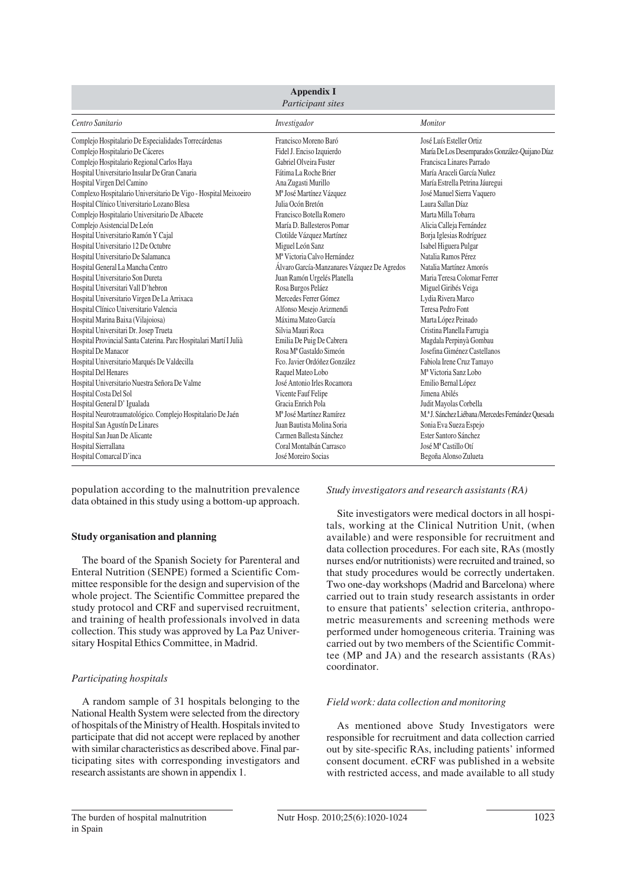**Appendix I**
*Participant sites*

| *Centro Sanitario* | *Investigador* | *Monitor* |
|---|---|---|
| Complejo Hospitalario De Especialidades Torrecárdenas | Francisco Moreno Baró | José Luís Esteller Ortiz |
| Complejo Hospitalario De Cáceres | Fidel J. Enciso Izquierdo | María De Los Desemparados González-Quijano Díaz |
| Complejo Hospitalario Regional Carlos Haya | Gabriel Olveira Fuster | Francisca Linares Parrado |
| Hospital Universitario Insular De Gran Canaria | Fátima La Roche Brier | María Araceli García Nuñez |
| Hospital Virgen Del Camino | Ana Zugasti Murillo | María Estrella Petrina Jáuregui |
| Complexo Hospitalario Universitario De Vigo - Hospital Meixoeiro | Mª José Martínez Vázquez | José Manuel Sierra Vaquero |
| Hospital Clínico Universitario Lozano Blesa | Julia Ocón Bretón | Laura Sallan Díaz |
| Complejo Hospitalario Universitario De Albacete | Francisco Botella Romero | Marta Milla Tobarra |
| Complejo Asistencial De León | María D. Ballesteros Pomar | Alicia Calleja Fernández |
| Hospital Universitario Ramón Y Cajal | Clotilde Vázquez Martínez | Borja Iglesias Rodríguez |
| Hospital Universitario 12 De Octubre | Miguel León Sanz | Isabel Higuera Pulgar |
| Hospital Universitario De Salamanca | Mª Victoria Calvo Hernández | Natalia Ramos Pérez |
| Hospital General La Mancha Centro | Álvaro García-Manzanares Vázquez De Agredos | Natalia Martínez Amorós |
| Hospital Universitario Son Dureta | Juan Ramón Urgelés Planella | Maria Teresa Colomar Ferrer |
| Hospital Universitari Vall D'hebron | Rosa Burgos Peláez | Miguel Giribés Veiga |
| Hospital Universitario Virgen De La Arrixaca | Mercedes Ferrer Gómez | Lydia Rivera Marco |
| Hospital Clínico Universitario Valencia | Alfonso Mesejo Arizmendi | Teresa Pedro Font |
| Hospital Marina Baixa (Vilajoiosa) | Máxima Mateo García | Marta López Peinado |
| Hospital Universitari Dr. Josep Trueta | Silvia Mauri Roca | Cristina Planella Farrugia |
| Hospital Provincial Santa Caterina. Parc Hospitalari Martí I Julià | Emilia De Puig De Cabrera | Magdala Perpinyà Gombau |
| Hospital De Manacor | Rosa Mª Gastaldo Simeón | Josefina Giménez Castellanos |
| Hospital Universitario Marqués De Valdecilla | Fco. Javier Ordóñez González | Fabiola Irene Cruz Tamayo |
| Hospital Del Henares | Raquel Mateo Lobo | Mª Victoria Sanz Lobo |
| Hospital Universitario Nuestra Señora De Valme | José Antonio Irles Rocamora | Emilio Bernal López |
| Hospital Costa Del Sol | Vicente Fauf Felipe | Jimena Abilés |
| Hospital General D' Igualada | Gracia Enrich Pola | Judit Mayolas Corbella |
| Hospital Neurotraumatológico. Complejo Hospitalario De Jaén | Mª José Martínez Ramírez | M.ª J. Sánchez Liébana/Mercedes Fernández Quesada |
| Hospital San Agustín De Linares | Juan Bautista Molina Soria | Sonia Eva Sueza Espejo |
| Hospital San Juan De Alicante | Carmen Ballesta Sánchez | Ester Santoro Sánchez |
| Hospital Sierrallana | Coral Montalbán Carrasco | José Mª Castillo Otí |
| Hospital Comarcal D'inca | José Moreiro Socias | Begoña Alonso Zulueta |

population according to the malnutrition prevalence data obtained in this study using a bottom-up approach.

### Study organisation and planning

The board of the Spanish Society for Parenteral and Enteral Nutrition (SENPE) formed a Scientific Committee responsible for the design and supervision of the whole project. The Scientific Committee prepared the study protocol and CRF and supervised recruitment, and training of health professionals involved in data collection. This study was approved by La Paz University Hospital Ethics Committee, in Madrid.

#### *Participating hospitals*

A random sample of 31 hospitals belonging to the National Health System were selected from the directory of hospitals of the Ministry of Health. Hospitals invited to participate that did not accept were replaced by another with similar characteristics as described above. Final participating sites with corresponding investigators and research assistants are shown in appendix 1.

#### *Study investigators and research assistants (RA)*

Site investigators were medical doctors in all hospitals, working at the Clinical Nutrition Unit, (when available) and were responsible for recruitment and data collection procedures. For each site, RAs (mostly nurses end/or nutritionists) were recruited and trained, so that study procedures would be correctly undertaken. Two one-day workshops (Madrid and Barcelona) where carried out to train study research assistants in order to ensure that patients' selection criteria, anthropometric measurements and screening methods were performed under homogeneous criteria. Training was carried out by two members of the Scientific Committee (MP and JA) and the research assistants (RAs) coordinator.

#### *Field work: data collection and monitoring*

As mentioned above Study Investigators were responsible for recruitment and data collection carried out by site-specific RAs, including patients' informed consent document. eCRF was published in a website with restricted access, and made available to all study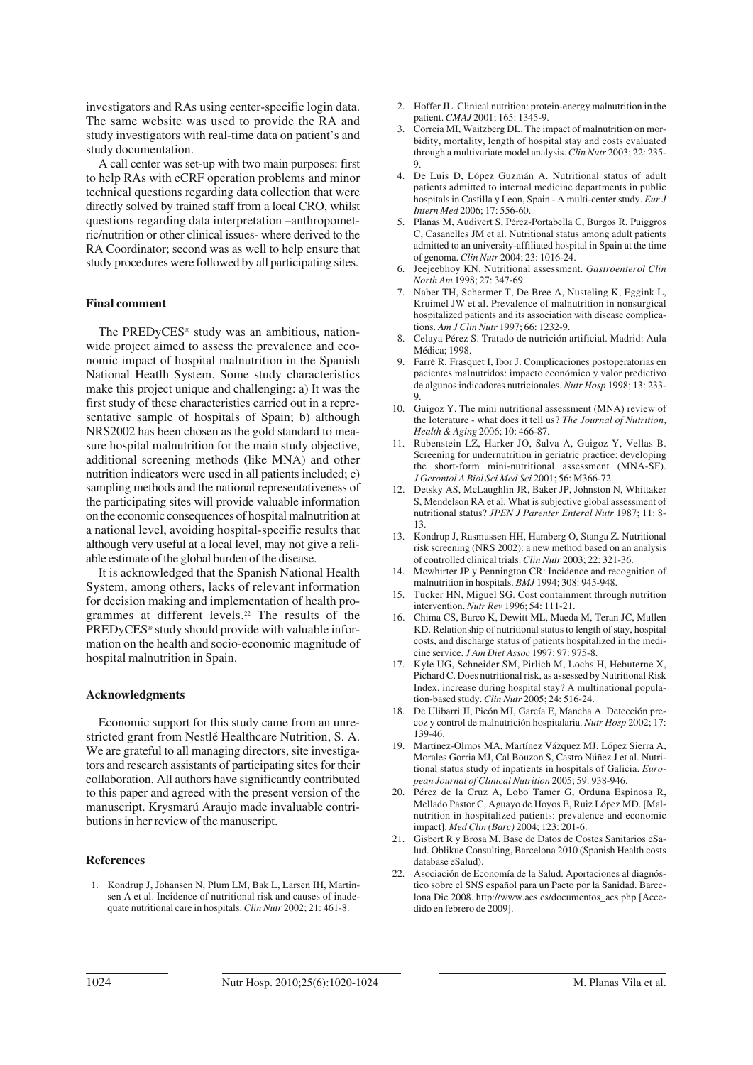investigators and RAs using center-specific login data. The same website was used to provide the RA and study investigators with real-time data on patient's and study documentation.

A call center was set-up with two main purposes: first to help RAs with eCRF operation problems and minor technical questions regarding data collection that were directly solved by trained staff from a local CRO, whilst questions regarding data interpretation –anthropometric/nutrition or other clinical issues- where derived to the RA Coordinator; second was as well to help ensure that study procedures were followed by all participating sites.

### Final comment

The PREDyCES® study was an ambitious, nationwide project aimed to assess the prevalence and economic impact of hospital malnutrition in the Spanish National Heatlh System. Some study characteristics make this project unique and challenging: a) It was the first study of these characteristics carried out in a representative sample of hospitals of Spain; b) although NRS2002 has been chosen as the gold standard to measure hospital malnutrition for the main study objective, additional screening methods (like MNA) and other nutrition indicators were used in all patients included; c) sampling methods and the national representativeness of the participating sites will provide valuable information on the economic consequences of hospital malnutrition at a national level, avoiding hospital-specific results that although very useful at a local level, may not give a reliable estimate of the global burden of the disease.

It is acknowledged that the Spanish National Health System, among others, lacks of relevant information for decision making and implementation of health programmes at different levels.[22] The results of the PREDyCES® study should provide with valuable information on the health and socio-economic magnitude of hospital malnutrition in Spain.

### Acknowledgments

Economic support for this study came from an unrestricted grant from Nestlé Healthcare Nutrition, S. A. We are grateful to all managing directors, site investigators and research assistants of participating sites for their collaboration. All authors have significantly contributed to this paper and agreed with the present version of the manuscript. Krysmarú Araujo made invaluable contributions in her review of the manuscript.

### References

1. Kondrup J, Johansen N, Plum LM, Bak L, Larsen IH, Martinsen A et al. Incidence of nutritional risk and causes of inadequate nutritional care in hospitals. *Clin Nutr* 2002; 21: 461-8.
2. Hoffer JL. Clinical nutrition: protein-energy malnutrition in the patient. *CMAJ* 2001; 165: 1345-9.
3. Correia MI, Waitzberg DL. The impact of malnutrition on morbidity, mortality, length of hospital stay and costs evaluated through a multivariate model analysis. *Clin Nutr* 2003; 22: 235-9.
4. De Luis D, López Guzmán A. Nutritional status of adult patients admitted to internal medicine departments in public hospitals in Castilla y Leon, Spain - A multi-center study. *Eur J Intern Med* 2006; 17: 556-60.
5. Planas M, Audivert S, Pérez-Portabella C, Burgos R, Puiggros C, Casanelles JM et al. Nutritional status among adult patients admitted to an university-affiliated hospital in Spain at the time of genoma. *Clin Nutr* 2004; 23: 1016-24.
6. Jeejeebhoy KN. Nutritional assessment. *Gastroenterol Clin North Am* 1998; 27: 347-69.
7. Naber TH, Schermer T, De Bree A, Nusteling K, Eggink L, Kruimel JW et al. Prevalence of malnutrition in nonsurgical hospitalized patients and its association with disease complications. *Am J Clin Nutr* 1997; 66: 1232-9.
8. Celaya Pérez S. Tratado de nutrición artificial. Madrid: Aula Médica; 1998.
9. Farré R, Frasquet I, Ibor J. Complicaciones postoperatorias en pacientes malnutridos: impacto económico y valor predictivo de algunos indicadores nutricionales. *Nutr Hosp* 1998; 13: 233-9.
10. Guigoz Y. The mini nutritional assessment (MNA) review of the loterature - what does it tell us? *The Journal of Nutrition, Health & Aging* 2006; 10: 466-87.
11. Rubenstein LZ, Harker JO, Salva A, Guigoz Y, Vellas B. Screening for undernutrition in geriatric practice: developing the short-form mini-nutritional assessment (MNA-SF). *J Gerontol A Biol Sci Med Sci* 2001; 56: M366-72.
12. Detsky AS, McLaughlin JR, Baker JP, Johnston N, Whittaker S, Mendelson RA et al. What is subjective global assessment of nutritional status? *JPEN J Parenter Enteral Nutr* 1987; 11: 8-13.
13. Kondrup J, Rasmussen HH, Hamberg O, Stanga Z. Nutritional risk screening (NRS 2002): a new method based on an analysis of controlled clinical trials. *Clin Nutr* 2003; 22: 321-36.
14. Mcwhirter JP y Pennington CR: Incidence and recognition of malnutrition in hospitals. *BMJ* 1994; 308: 945-948.
15. Tucker HN, Miguel SG. Cost containment through nutrition intervention. *Nutr Rev* 1996; 54: 111-21.
16. Chima CS, Barco K, Dewitt ML, Maeda M, Teran JC, Mullen KD. Relationship of nutritional status to length of stay, hospital costs, and discharge status of patients hospitalized in the medicine service. *J Am Diet Assoc* 1997; 97: 975-8.
17. Kyle UG, Schneider SM, Pirlich M, Lochs H, Hebuterne X, Pichard C. Does nutritional risk, as assessed by Nutritional Risk Index, increase during hospital stay? A multinational population-based study. *Clin Nutr* 2005; 24: 516-24.
18. De Ulibarri JI, Picón MJ, García E, Mancha A. Detección precoz y control de malnutrición hospitalaria. *Nutr Hosp* 2002; 17: 139-46.
19. Martínez-Olmos MA, Martínez Vázquez MJ, López Sierra A, Morales Gorria MJ, Cal Bouzon S, Castro Núñez J et al. Nutritional status study of inpatients in hospitals of Galicia. *European Journal of Clinical Nutrition* 2005; 59: 938-946.
20. Pérez de la Cruz A, Lobo Tamer G, Orduna Espinosa R, Mellado Pastor C, Aguayo de Hoyos E, Ruiz López MD. [Malnutrition in hospitalized patients: prevalence and economic impact]. *Med Clin (Barc)* 2004; 123: 201-6.
21. Gisbert R y Brosa M. Base de Datos de Costes Sanitarios eSalud. Oblikue Consulting, Barcelona 2010 (Spanish Health costs database eSalud).
22. Asociación de Economía de la Salud. Aportaciones al diagnóstico sobre el SNS español para un Pacto por la Sanidad. Barcelona Dic 2008. http://www.aes.es/documentos_aes.php [Accedido en febrero de 2009].